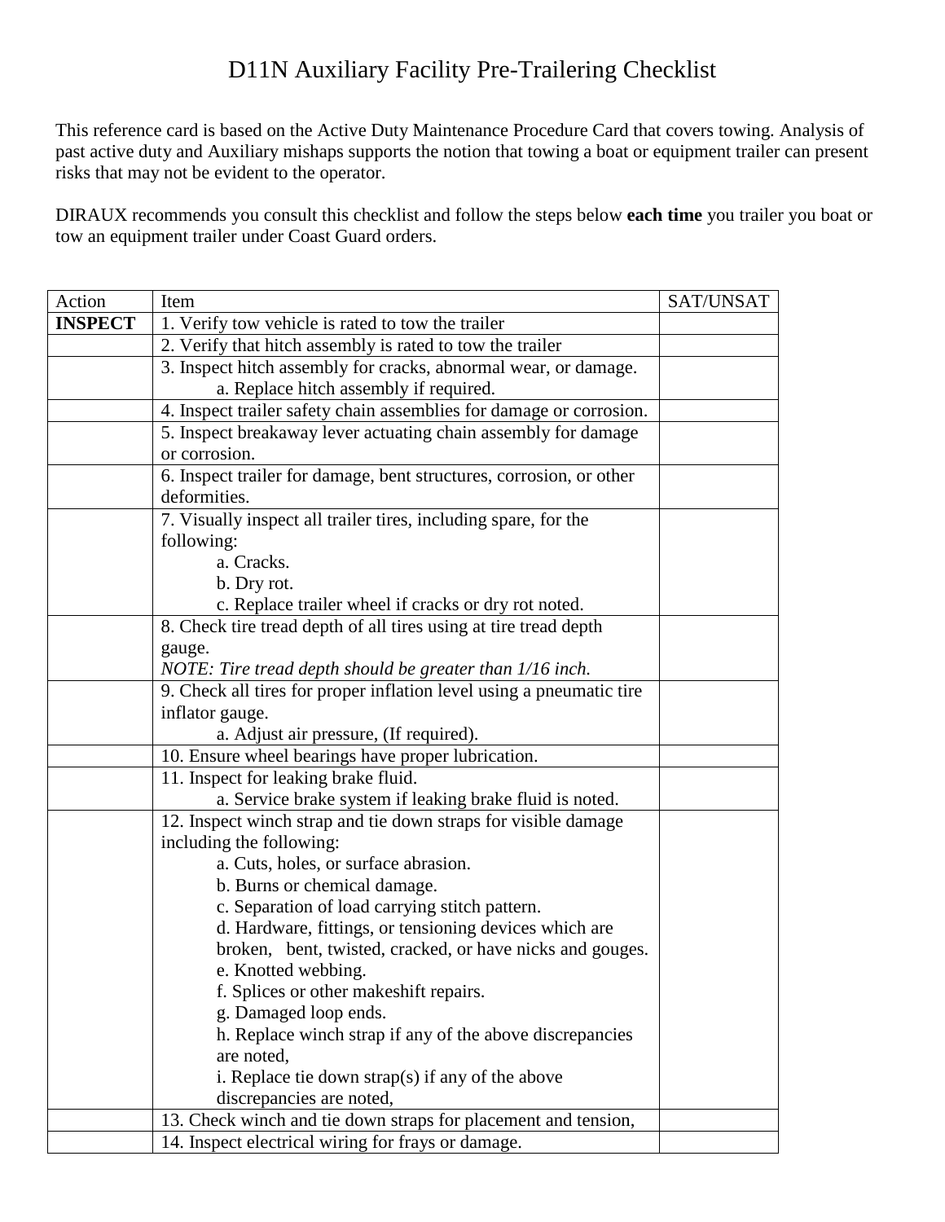# D11N Auxiliary Facility Pre-Trailering Checklist

This reference card is based on the Active Duty Maintenance Procedure Card that covers towing. Analysis of past active duty and Auxiliary mishaps supports the notion that towing a boat or equipment trailer can present risks that may not be evident to the operator.

DIRAUX recommends you consult this checklist and follow the steps below **each time** you trailer you boat or tow an equipment trailer under Coast Guard orders.

| Action | Item | SAT/UNSAT |
|---|---|---|
| **INSPECT** | 1. Verify tow vehicle is rated to tow the trailer | |
| | 2. Verify that hitch assembly is rated to tow the trailer | |
| | 3. Inspect hitch assembly for cracks, abnormal wear, or damage.<br>a. Replace hitch assembly if required. | |
| | 4. Inspect trailer safety chain assemblies for damage or corrosion. | |
| | 5. Inspect breakaway lever actuating chain assembly for damage or corrosion. | |
| | 6. Inspect trailer for damage, bent structures, corrosion, or other deformities. | |
| | 7. Visually inspect all trailer tires, including spare, for the following:<br>a. Cracks.<br>b. Dry rot.<br>c. Replace trailer wheel if cracks or dry rot noted. | |
| | 8. Check tire tread depth of all tires using at tire tread depth gauge.<br>*NOTE: Tire tread depth should be greater than 1/16 inch.* | |
| | 9. Check all tires for proper inflation level using a pneumatic tire inflator gauge.<br>a. Adjust air pressure, (If required). | |
| | 10. Ensure wheel bearings have proper lubrication. | |
| | 11. Inspect for leaking brake fluid.<br>a. Service brake system if leaking brake fluid is noted. | |
| | 12. Inspect winch strap and tie down straps for visible damage including the following:<br>a. Cuts, holes, or surface abrasion.<br>b. Burns or chemical damage.<br>c. Separation of load carrying stitch pattern.<br>d. Hardware, fittings, or tensioning devices which are broken, bent, twisted, cracked, or have nicks and gouges.<br>e. Knotted webbing.<br>f. Splices or other makeshift repairs.<br>g. Damaged loop ends.<br>h. Replace winch strap if any of the above discrepancies are noted,<br>i. Replace tie down strap(s) if any of the above discrepancies are noted, | |
| | 13. Check winch and tie down straps for placement and tension, | |
| | 14. Inspect electrical wiring for frays or damage. | |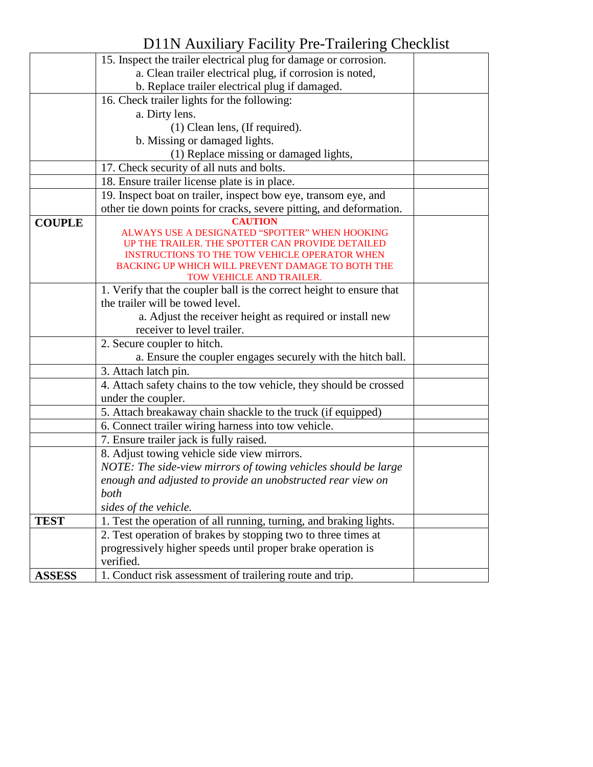# D11N Auxiliary Facility Pre-Trailering Checklist

| | | |
|---|---|---|
| | 15. Inspect the trailer electrical plug for damage or corrosion.<br>a. Clean trailer electrical plug, if corrosion is noted,<br>b. Replace trailer electrical plug if damaged. | |
| | 16. Check trailer lights for the following:<br>a. Dirty lens.<br>(1) Clean lens, (If required).<br>b. Missing or damaged lights.<br>(1) Replace missing or damaged lights, | |
| | 17. Check security of all nuts and bolts. | |
| | 18. Ensure trailer license plate is in place. | |
| | 19. Inspect boat on trailer, inspect bow eye, transom eye, and other tie down points for cracks, severe pitting, and deformation. | |
| **COUPLE** | **CAUTION**<br>ALWAYS USE A DESIGNATED "SPOTTER" WHEN HOOKING UP THE TRAILER. THE SPOTTER CAN PROVIDE DETAILED INSTRUCTIONS TO THE TOW VEHICLE OPERATOR WHEN BACKING UP WHICH WILL PREVENT DAMAGE TO BOTH THE TOW VEHICLE AND TRAILER. | |
| | 1. Verify that the coupler ball is the correct height to ensure that the trailer will be towed level.<br>a. Adjust the receiver height as required or install new receiver to level trailer. | |
| | 2. Secure coupler to hitch.<br>a. Ensure the coupler engages securely with the hitch ball. | |
| | 3. Attach latch pin. | |
| | 4. Attach safety chains to the tow vehicle, they should be crossed under the coupler. | |
| | 5. Attach breakaway chain shackle to the truck (if equipped) | |
| | 6. Connect trailer wiring harness into tow vehicle. | |
| | 7. Ensure trailer jack is fully raised. | |
| | 8. Adjust towing vehicle side view mirrors.<br>*NOTE: The side-view mirrors of towing vehicles should be large enough and adjusted to provide an unobstructed rear view on both sides of the vehicle.* | |
| **TEST** | 1. Test the operation of all running, turning, and braking lights. | |
| | 2. Test operation of brakes by stopping two to three times at progressively higher speeds until proper brake operation is verified. | |
| **ASSESS** | 1. Conduct risk assessment of trailering route and trip. | |